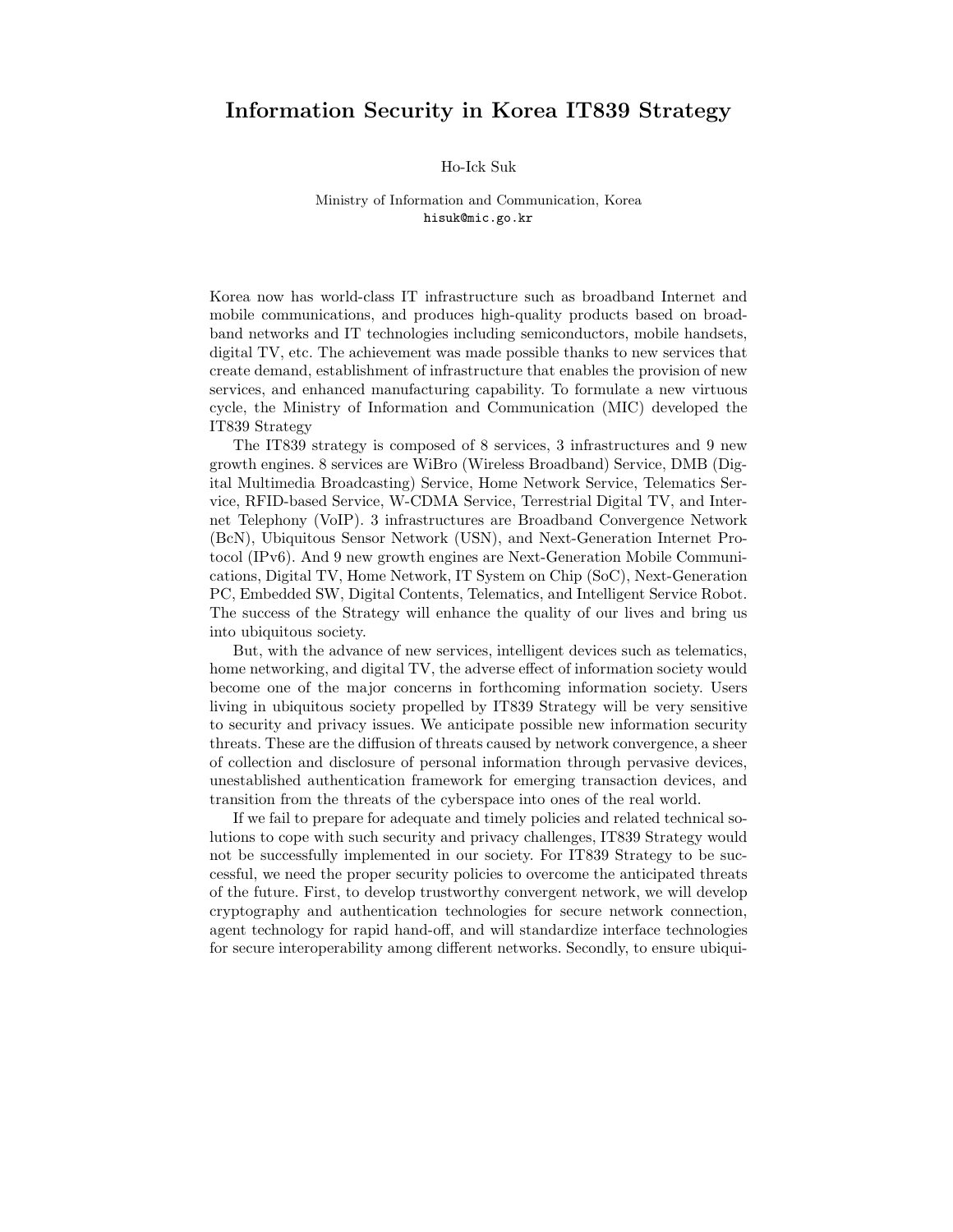# Information Security in Korea IT839 Strategy

Ho-Ick Suk

Ministry of Information and Communication, Korea
hisuk@mic.go.kr

Korea now has world-class IT infrastructure such as broadband Internet and mobile communications, and produces high-quality products based on broadband networks and IT technologies including semiconductors, mobile handsets, digital TV, etc. The achievement was made possible thanks to new services that create demand, establishment of infrastructure that enables the provision of new services, and enhanced manufacturing capability. To formulate a new virtuous cycle, the Ministry of Information and Communication (MIC) developed the IT839 Strategy

The IT839 strategy is composed of 8 services, 3 infrastructures and 9 new growth engines. 8 services are WiBro (Wireless Broadband) Service, DMB (Digital Multimedia Broadcasting) Service, Home Network Service, Telematics Service, RFID-based Service, W-CDMA Service, Terrestrial Digital TV, and Internet Telephony (VoIP). 3 infrastructures are Broadband Convergence Network (BcN), Ubiquitous Sensor Network (USN), and Next-Generation Internet Protocol (IPv6). And 9 new growth engines are Next-Generation Mobile Communications, Digital TV, Home Network, IT System on Chip (SoC), Next-Generation PC, Embedded SW, Digital Contents, Telematics, and Intelligent Service Robot. The success of the Strategy will enhance the quality of our lives and bring us into ubiquitous society.

But, with the advance of new services, intelligent devices such as telematics, home networking, and digital TV, the adverse effect of information society would become one of the major concerns in forthcoming information society. Users living in ubiquitous society propelled by IT839 Strategy will be very sensitive to security and privacy issues. We anticipate possible new information security threats. These are the diffusion of threats caused by network convergence, a sheer of collection and disclosure of personal information through pervasive devices, unestablished authentication framework for emerging transaction devices, and transition from the threats of the cyberspace into ones of the real world.

If we fail to prepare for adequate and timely policies and related technical solutions to cope with such security and privacy challenges, IT839 Strategy would not be successfully implemented in our society. For IT839 Strategy to be successful, we need the proper security policies to overcome the anticipated threats of the future. First, to develop trustworthy convergent network, we will develop cryptography and authentication technologies for secure network connection, agent technology for rapid hand-off, and will standardize interface technologies for secure interoperability among different networks. Secondly, to ensure ubiqui-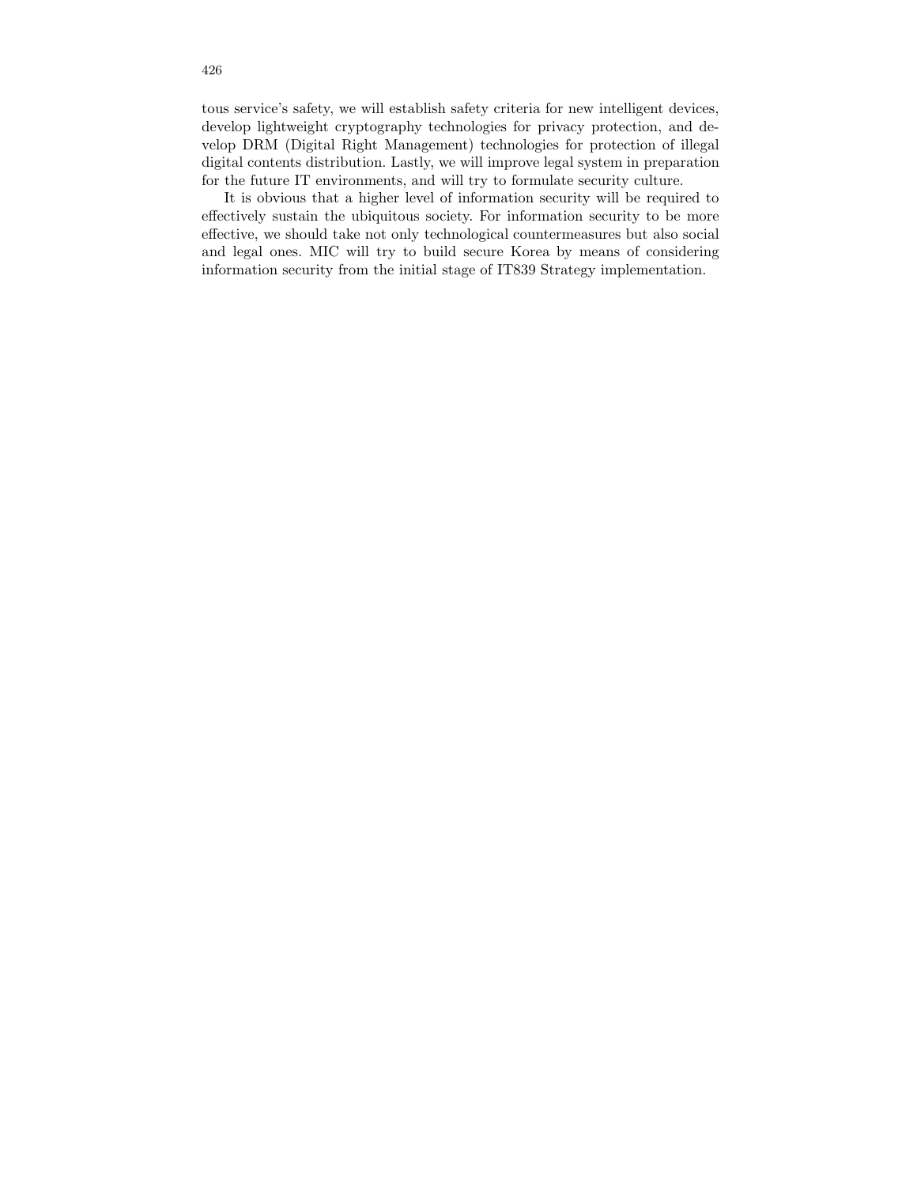tous service's safety, we will establish safety criteria for new intelligent devices, develop lightweight cryptography technologies for privacy protection, and develop DRM (Digital Right Management) technologies for protection of illegal digital contents distribution. Lastly, we will improve legal system in preparation for the future IT environments, and will try to formulate security culture.

It is obvious that a higher level of information security will be required to effectively sustain the ubiquitous society. For information security to be more effective, we should take not only technological countermeasures but also social and legal ones. MIC will try to build secure Korea by means of considering information security from the initial stage of IT839 Strategy implementation.